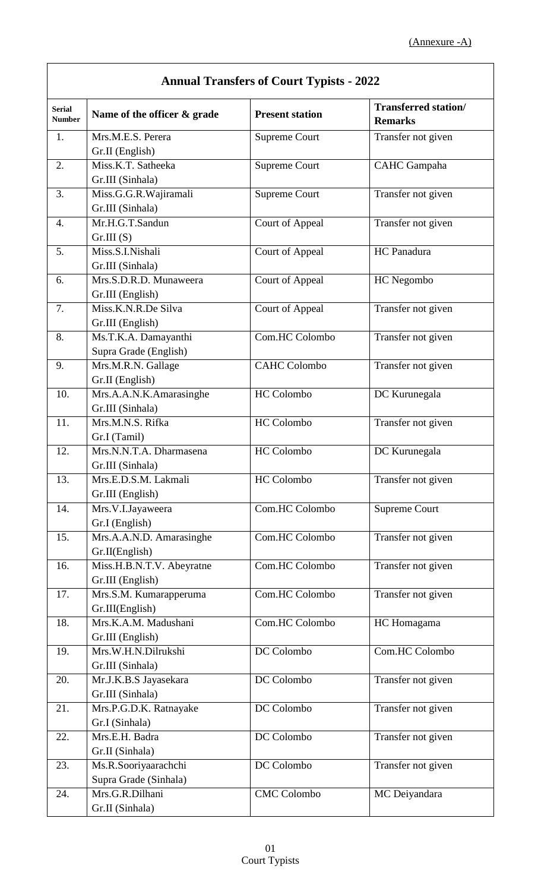(Annexure -A)

| Annual Transfers of Court Typists - 2022 | | | |
|---|---|---|---|
| **Serial Number** | **Name of the officer & grade** | **Present station** | **Transferred station/ Remarks** |
| 1. | Mrs.M.E.S. Perera Gr.II (English) | Supreme Court | Transfer not given |
| 2. | Miss.K.T. Satheeka Gr.III (Sinhala) | Supreme Court | CAHC Gampaha |
| 3. | Miss.G.G.R.Wajiramali Gr.III (Sinhala) | Supreme Court | Transfer not given |
| 4. | Mr.H.G.T.Sandun Gr.III (S) | Court of Appeal | Transfer not given |
| 5. | Miss.S.I.Nishali Gr.III (Sinhala) | Court of Appeal | HC Panadura |
| 6. | Mrs.S.D.R.D. Munaweera Gr.III (English) | Court of Appeal | HC Negombo |
| 7. | Miss.K.N.R.De Silva Gr.III (English) | Court of Appeal | Transfer not given |
| 8. | Ms.T.K.A. Damayanthi Supra Grade (English) | Com.HC Colombo | Transfer not given |
| 9. | Mrs.M.R.N. Gallage Gr.II (English) | CAHC Colombo | Transfer not given |
| 10. | Mrs.A.A.N.K.Amarasinghe Gr.III (Sinhala) | HC Colombo | DC Kurunegala |
| 11. | Mrs.M.N.S. Rifka Gr.I (Tamil) | HC Colombo | Transfer not given |
| 12. | Mrs.N.N.T.A. Dharmasena Gr.III (Sinhala) | HC Colombo | DC Kurunegala |
| 13. | Mrs.E.D.S.M. Lakmali Gr.III (English) | HC Colombo | Transfer not given |
| 14. | Mrs.V.I.Jayaweera Gr.I (English) | Com.HC Colombo | Supreme Court |
| 15. | Mrs.A.A.N.D. Amarasinghe Gr.II(English) | Com.HC Colombo | Transfer not given |
| 16. | Miss.H.B.N.T.V. Abeyratne Gr.III (English) | Com.HC Colombo | Transfer not given |
| 17. | Mrs.S.M. Kumarapperuma Gr.III(English) | Com.HC Colombo | Transfer not given |
| 18. | Mrs.K.A.M. Madushani Gr.III (English) | Com.HC Colombo | HC Homagama |
| 19. | Mrs.W.H.N.Dilrukshi Gr.III (Sinhala) | DC Colombo | Com.HC Colombo |
| 20. | Mr.J.K.B.S Jayasekara Gr.III (Sinhala) | DC Colombo | Transfer not given |
| 21. | Mrs.P.G.D.K. Ratnayake Gr.I (Sinhala) | DC Colombo | Transfer not given |
| 22. | Mrs.E.H. Badra Gr.II (Sinhala) | DC Colombo | Transfer not given |
| 23. | Ms.R.Sooriyaarachchi Supra Grade (Sinhala) | DC Colombo | Transfer not given |
| 24. | Mrs.G.R.Dilhani Gr.II (Sinhala) | CMC Colombo | MC Deiyandara |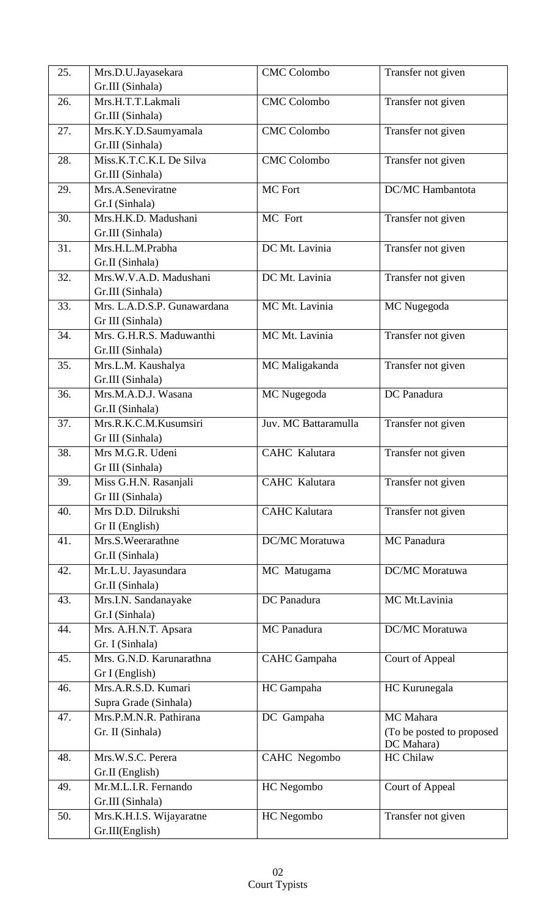| 25. | Mrs.D.U.Jayasekara<br>Gr.III (Sinhala) | CMC Colombo | Transfer not given |
|---|---|---|---|
| 26. | Mrs.H.T.T.Lakmali<br>Gr.III (Sinhala) | CMC Colombo | Transfer not given |
| 27. | Mrs.K.Y.D.Saumyamala<br>Gr.III (Sinhala) | CMC Colombo | Transfer not given |
| 28. | Miss.K.T.C.K.L De Silva<br>Gr.III (Sinhala) | CMC Colombo | Transfer not given |
| 29. | Mrs.A.Seneviratne<br>Gr.I (Sinhala) | MC Fort | DC/MC Hambantota |
| 30. | Mrs.H.K.D. Madushani<br>Gr.III (Sinhala) | MC Fort | Transfer not given |
| 31. | Mrs.H.L.M.Prabha<br>Gr.II (Sinhala) | DC Mt. Lavinia | Transfer not given |
| 32. | Mrs.W.V.A.D. Madushani<br>Gr.III (Sinhala) | DC Mt. Lavinia | Transfer not given |
| 33. | Mrs. L.A.D.S.P. Gunawardana<br>Gr III (Sinhala) | MC Mt. Lavinia | MC Nugegoda |
| 34. | Mrs. G.H.R.S. Maduwanthi<br>Gr.III (Sinhala) | MC Mt. Lavinia | Transfer not given |
| 35. | Mrs.L.M. Kaushalya<br>Gr.III (Sinhala) | MC Maligakanda | Transfer not given |
| 36. | Mrs.M.A.D.J. Wasana<br>Gr.II (Sinhala) | MC Nugegoda | DC Panadura |
| 37. | Mrs.R.K.C.M.Kusumsiri<br>Gr III (Sinhala) | Juv. MC Battaramulla | Transfer not given |
| 38. | Mrs M.G.R. Udeni<br>Gr III (Sinhala) | CAHC Kalutara | Transfer not given |
| 39. | Miss G.H.N. Rasanjali<br>Gr III (Sinhala) | CAHC Kalutara | Transfer not given |
| 40. | Mrs D.D. Dilrukshi<br>Gr II (English) | CAHC Kalutara | Transfer not given |
| 41. | Mrs.S.Weerarathne<br>Gr.II (Sinhala) | DC/MC Moratuwa | MC Panadura |
| 42. | Mr.L.U. Jayasundara<br>Gr.II (Sinhala) | MC Matugama | DC/MC Moratuwa |
| 43. | Mrs.I.N. Sandanayake<br>Gr.I (Sinhala) | DC Panadura | MC Mt.Lavinia |
| 44. | Mrs. A.H.N.T. Apsara<br>Gr. I (Sinhala) | MC Panadura | DC/MC Moratuwa |
| 45. | Mrs. G.N.D. Karunarathna<br>Gr I (English) | CAHC Gampaha | Court of Appeal |
| 46. | Mrs.A.R.S.D. Kumari<br>Supra Grade (Sinhala) | HC Gampaha | HC Kurunegala |
| 47. | Mrs.P.M.N.R. Pathirana<br>Gr. II (Sinhala) | DC Gampaha | MC Mahara<br>(To be posted to proposed DC Mahara) |
| 48. | Mrs.W.S.C. Perera<br>Gr.II (English) | CAHC Negombo | HC Chilaw |
| 49. | Mr.M.L.I.R. Fernando<br>Gr.III (Sinhala) | HC Negombo | Court of Appeal |
| 50. | Mrs.K.H.I.S. Wijayaratne<br>Gr.III(English) | HC Negombo | Transfer not given |

Court Typists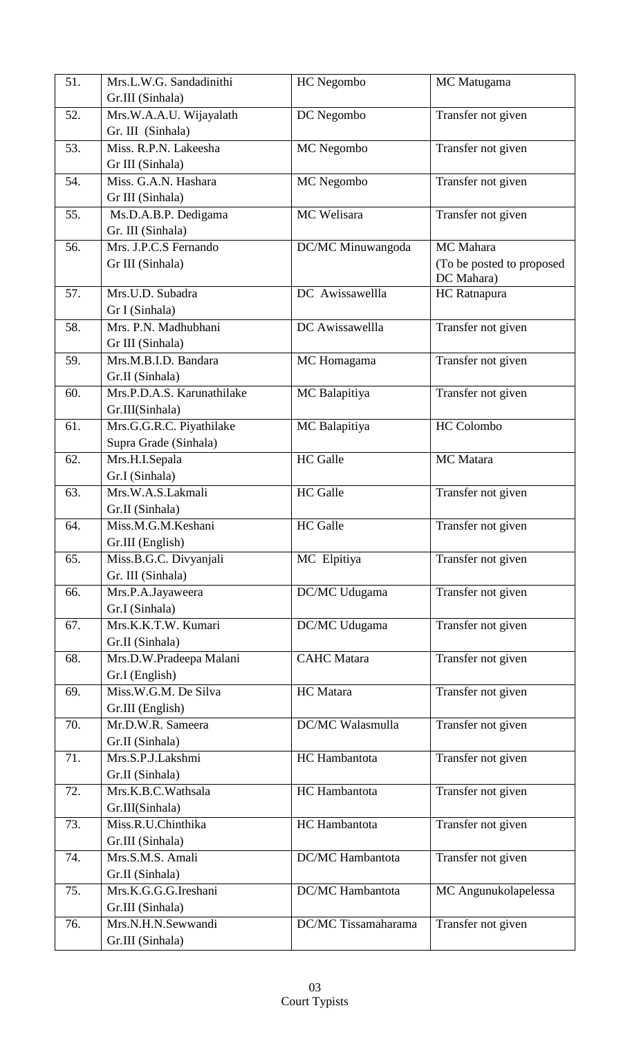| 51. | Mrs.L.W.G. Sandadinithi Gr.III (Sinhala) | HC Negombo | MC Matugama |
|---|---|---|---|
| 52. | Mrs.W.A.A.U. Wijayalath Gr. III (Sinhala) | DC Negombo | Transfer not given |
| 53. | Miss. R.P.N. Lakeesha Gr III (Sinhala) | MC Negombo | Transfer not given |
| 54. | Miss. G.A.N. Hashara Gr III (Sinhala) | MC Negombo | Transfer not given |
| 55. | Ms.D.A.B.P. Dedigama Gr. III (Sinhala) | MC Welisara | Transfer not given |
| 56. | Mrs. J.P.C.S Fernando Gr III (Sinhala) | DC/MC Minuwangoda | MC Mahara (To be posted to proposed DC Mahara) |
| 57. | Mrs.U.D. Subadra Gr I (Sinhala) | DC Awissawellla | HC Ratnapura |
| 58. | Mrs. P.N. Madhubhani Gr III (Sinhala) | DC Awissawellla | Transfer not given |
| 59. | Mrs.M.B.I.D. Bandara Gr.II (Sinhala) | MC Homagama | Transfer not given |
| 60. | Mrs.P.D.A.S. Karunathilake Gr.III(Sinhala) | MC Balapitiya | Transfer not given |
| 61. | Mrs.G.G.R.C. Piyathilake Supra Grade (Sinhala) | MC Balapitiya | HC Colombo |
| 62. | Mrs.H.I.Sepala Gr.I (Sinhala) | HC Galle | MC Matara |
| 63. | Mrs.W.A.S.Lakmali Gr.II (Sinhala) | HC Galle | Transfer not given |
| 64. | Miss.M.G.M.Keshani Gr.III (English) | HC Galle | Transfer not given |
| 65. | Miss.B.G.C. Divyanjali Gr. III (Sinhala) | MC Elpitiya | Transfer not given |
| 66. | Mrs.P.A.Jayaweera Gr.I (Sinhala) | DC/MC Udugama | Transfer not given |
| 67. | Mrs.K.K.T.W. Kumari Gr.II (Sinhala) | DC/MC Udugama | Transfer not given |
| 68. | Mrs.D.W.Pradeepa Malani Gr.I (English) | CAHC Matara | Transfer not given |
| 69. | Miss.W.G.M. De Silva Gr.III (English) | HC Matara | Transfer not given |
| 70. | Mr.D.W.R. Sameera Gr.II (Sinhala) | DC/MC Walasmulla | Transfer not given |
| 71. | Mrs.S.P.J.Lakshmi Gr.II (Sinhala) | HC Hambantota | Transfer not given |
| 72. | Mrs.K.B.C.Wathsala Gr.III(Sinhala) | HC Hambantota | Transfer not given |
| 73. | Miss.R.U.Chinthika Gr.III (Sinhala) | HC Hambantota | Transfer not given |
| 74. | Mrs.S.M.S. Amali Gr.II (Sinhala) | DC/MC Hambantota | Transfer not given |
| 75. | Mrs.K.G.G.G.Ireshani Gr.III (Sinhala) | DC/MC Hambantota | MC Angunukolapelessa |
| 76. | Mrs.N.H.N.Sewwandi Gr.III (Sinhala) | DC/MC Tissamaharama | Transfer not given |

Court Typists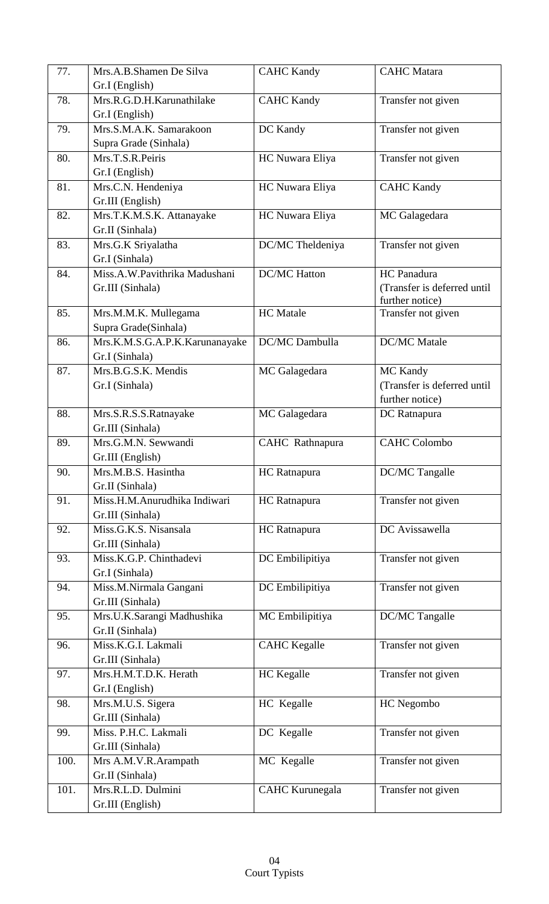| 77. | Mrs.A.B.Shamen De Silva Gr.I (English) | CAHC Kandy | CAHC Matara |
|---|---|---|---|
| 78. | Mrs.R.G.D.H.Karunathilake Gr.I (English) | CAHC Kandy | Transfer not given |
| 79. | Mrs.S.M.A.K. Samarakoon Supra Grade (Sinhala) | DC Kandy | Transfer not given |
| 80. | Mrs.T.S.R.Peiris Gr.I (English) | HC Nuwara Eliya | Transfer not given |
| 81. | Mrs.C.N. Hendeniya Gr.III (English) | HC Nuwara Eliya | CAHC Kandy |
| 82. | Mrs.T.K.M.S.K. Attanayake Gr.II (Sinhala) | HC Nuwara Eliya | MC Galagedara |
| 83. | Mrs.G.K Sriyalatha Gr.I (Sinhala) | DC/MC Theldeniya | Transfer not given |
| 84. | Miss.A.W.Pavithrika Madushani Gr.III (Sinhala) | DC/MC Hatton | HC Panadura (Transfer is deferred until further notice) |
| 85. | Mrs.M.M.K. Mullegama Supra Grade(Sinhala) | HC Matale | Transfer not given |
| 86. | Mrs.K.M.S.G.A.P.K.Karunanayake Gr.I (Sinhala) | DC/MC Dambulla | DC/MC Matale |
| 87. | Mrs.B.G.S.K. Mendis Gr.I (Sinhala) | MC Galagedara | MC Kandy (Transfer is deferred until further notice) |
| 88. | Mrs.S.R.S.S.Ratnayake Gr.III (Sinhala) | MC Galagedara | DC Ratnapura |
| 89. | Mrs.G.M.N. Sewwandi Gr.III (English) | CAHC Rathnapura | CAHC Colombo |
| 90. | Mrs.M.B.S. Hasintha Gr.II (Sinhala) | HC Ratnapura | DC/MC Tangalle |
| 91. | Miss.H.M.Anurudhika Indiwari Gr.III (Sinhala) | HC Ratnapura | Transfer not given |
| 92. | Miss.G.K.S. Nisansala Gr.III (Sinhala) | HC Ratnapura | DC Avissawella |
| 93. | Miss.K.G.P. Chinthadevi Gr.I (Sinhala) | DC Embilipitiya | Transfer not given |
| 94. | Miss.M.Nirmala Gangani Gr.III (Sinhala) | DC Embilipitiya | Transfer not given |
| 95. | Mrs.U.K.Sarangi Madhushika Gr.II (Sinhala) | MC Embilipitiya | DC/MC Tangalle |
| 96. | Miss.K.G.I. Lakmali Gr.III (Sinhala) | CAHC Kegalle | Transfer not given |
| 97. | Mrs.H.M.T.D.K. Herath Gr.I (English) | HC Kegalle | Transfer not given |
| 98. | Mrs.M.U.S. Sigera Gr.III (Sinhala) | HC Kegalle | HC Negombo |
| 99. | Miss. P.H.C. Lakmali Gr.III (Sinhala) | DC Kegalle | Transfer not given |
| 100. | Mrs A.M.V.R.Arampath Gr.II (Sinhala) | MC Kegalle | Transfer not given |
| 101. | Mrs.R.L.D. Dulmini Gr.III (English) | CAHC Kurunegala | Transfer not given |

Court Typists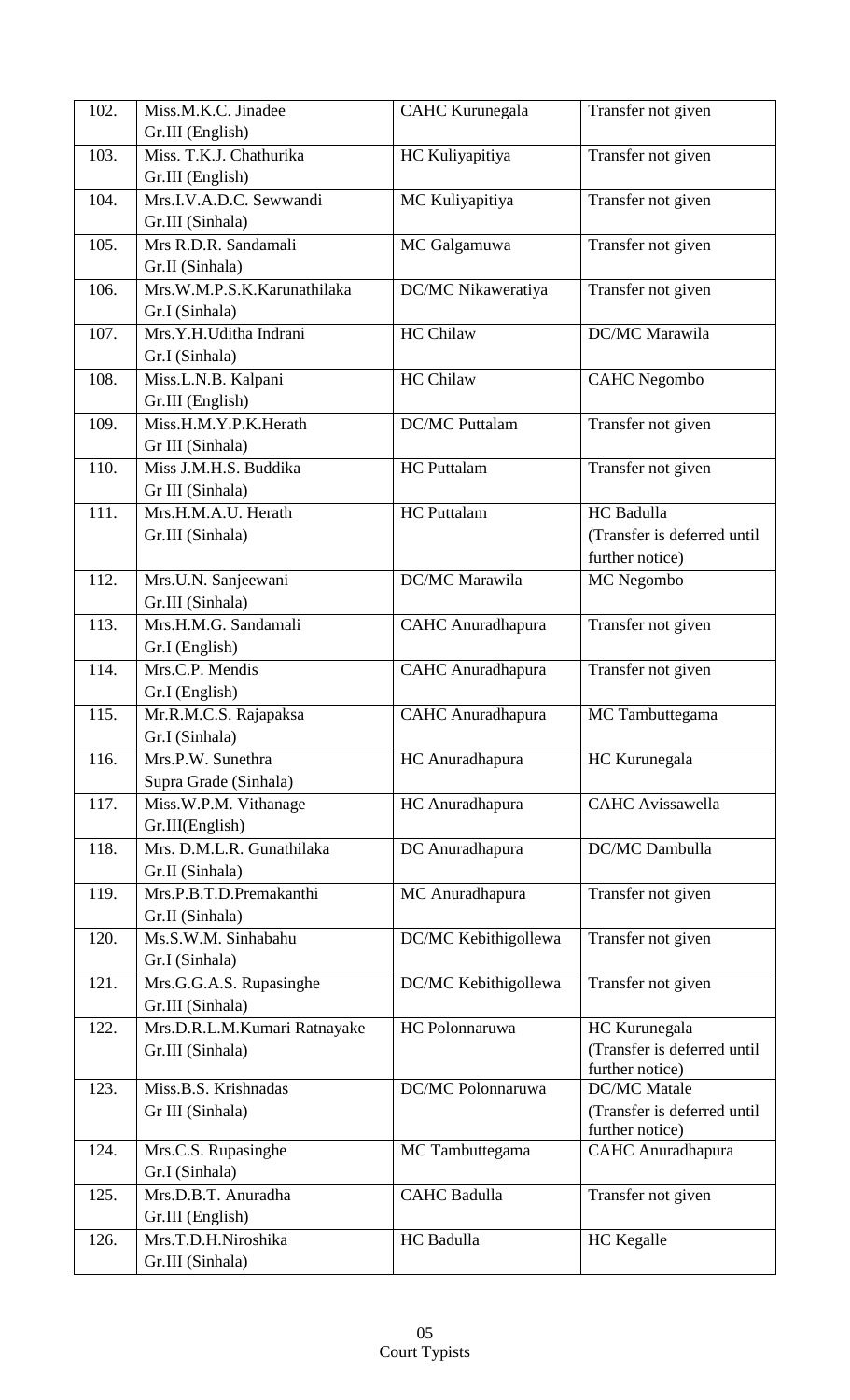| 102. | Miss.M.K.C. Jinadee<br>Gr.III (English) | CAHC Kurunegala | Transfer not given |
|---|---|---|---|
| 103. | Miss. T.K.J. Chathurika<br>Gr.III (English) | HC Kuliyapitiya | Transfer not given |
| 104. | Mrs.I.V.A.D.C. Sewwandi<br>Gr.III (Sinhala) | MC Kuliyapitiya | Transfer not given |
| 105. | Mrs R.D.R. Sandamali<br>Gr.II (Sinhala) | MC Galgamuwa | Transfer not given |
| 106. | Mrs.W.M.P.S.K.Karunathilaka<br>Gr.I (Sinhala) | DC/MC Nikaweratiya | Transfer not given |
| 107. | Mrs.Y.H.Uditha Indrani<br>Gr.I (Sinhala) | HC Chilaw | DC/MC Marawila |
| 108. | Miss.L.N.B. Kalpani<br>Gr.III (English) | HC Chilaw | CAHC Negombo |
| 109. | Miss.H.M.Y.P.K.Herath<br>Gr III (Sinhala) | DC/MC Puttalam | Transfer not given |
| 110. | Miss J.M.H.S. Buddika<br>Gr III (Sinhala) | HC Puttalam | Transfer not given |
| 111. | Mrs.H.M.A.U. Herath<br>Gr.III (Sinhala) | HC Puttalam | HC Badulla<br>(Transfer is deferred until further notice) |
| 112. | Mrs.U.N. Sanjeewani<br>Gr.III (Sinhala) | DC/MC Marawila | MC Negombo |
| 113. | Mrs.H.M.G. Sandamali<br>Gr.I (English) | CAHC Anuradhapura | Transfer not given |
| 114. | Mrs.C.P. Mendis<br>Gr.I (English) | CAHC Anuradhapura | Transfer not given |
| 115. | Mr.R.M.C.S. Rajapaksa<br>Gr.I (Sinhala) | CAHC Anuradhapura | MC Tambuttegama |
| 116. | Mrs.P.W. Sunethra<br>Supra Grade (Sinhala) | HC Anuradhapura | HC Kurunegala |
| 117. | Miss.W.P.M. Vithanage<br>Gr.III(English) | HC Anuradhapura | CAHC Avissawella |
| 118. | Mrs. D.M.L.R. Gunathilaka<br>Gr.II (Sinhala) | DC Anuradhapura | DC/MC Dambulla |
| 119. | Mrs.P.B.T.D.Premakanthi<br>Gr.II (Sinhala) | MC Anuradhapura | Transfer not given |
| 120. | Ms.S.W.M. Sinhabahu<br>Gr.I (Sinhala) | DC/MC Kebithigollewa | Transfer not given |
| 121. | Mrs.G.G.A.S. Rupasinghe<br>Gr.III (Sinhala) | DC/MC Kebithigollewa | Transfer not given |
| 122. | Mrs.D.R.L.M.Kumari Ratnayake<br>Gr.III (Sinhala) | HC Polonnaruwa | HC Kurunegala<br>(Transfer is deferred until further notice) |
| 123. | Miss.B.S. Krishnadas<br>Gr III (Sinhala) | DC/MC Polonnaruwa | DC/MC Matale<br>(Transfer is deferred until further notice) |
| 124. | Mrs.C.S. Rupasinghe<br>Gr.I (Sinhala) | MC Tambuttegama | CAHC Anuradhapura |
| 125. | Mrs.D.B.T. Anuradha<br>Gr.III (English) | CAHC Badulla | Transfer not given |
| 126. | Mrs.T.D.H.Niroshika<br>Gr.III (Sinhala) | HC Badulla | HC Kegalle |

Court Typists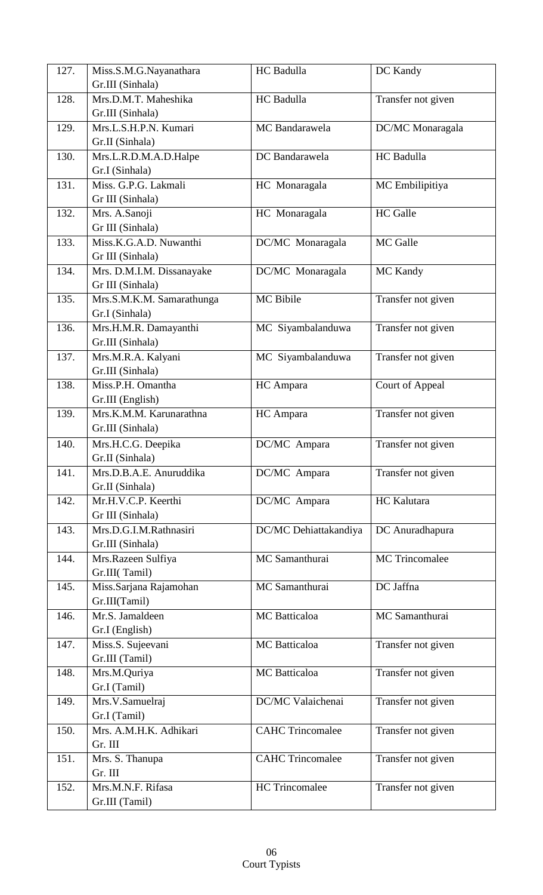| 127. | Miss.S.M.G.Nayanathara Gr.III (Sinhala) | HC Badulla | DC Kandy |
|---|---|---|---|
| 128. | Mrs.D.M.T. Maheshika Gr.III (Sinhala) | HC Badulla | Transfer not given |
| 129. | Mrs.L.S.H.P.N. Kumari Gr.II (Sinhala) | MC Bandarawela | DC/MC Monaragala |
| 130. | Mrs.L.R.D.M.A.D.Halpe Gr.I (Sinhala) | DC Bandarawela | HC Badulla |
| 131. | Miss. G.P.G. Lakmali Gr III (Sinhala) | HC Monaragala | MC Embilipitiya |
| 132. | Mrs. A.Sanoji Gr III (Sinhala) | HC Monaragala | HC Galle |
| 133. | Miss.K.G.A.D. Nuwanthi Gr III (Sinhala) | DC/MC Monaragala | MC Galle |
| 134. | Mrs. D.M.I.M. Dissanayake Gr III (Sinhala) | DC/MC Monaragala | MC Kandy |
| 135. | Mrs.S.M.K.M. Samarathunga Gr.I (Sinhala) | MC Bibile | Transfer not given |
| 136. | Mrs.H.M.R. Damayanthi Gr.III (Sinhala) | MC Siyambalanduwa | Transfer not given |
| 137. | Mrs.M.R.A. Kalyani Gr.III (Sinhala) | MC Siyambalanduwa | Transfer not given |
| 138. | Miss.P.H. Omantha Gr.III (English) | HC Ampara | Court of Appeal |
| 139. | Mrs.K.M.M. Karunarathna Gr.III (Sinhala) | HC Ampara | Transfer not given |
| 140. | Mrs.H.C.G. Deepika Gr.II (Sinhala) | DC/MC Ampara | Transfer not given |
| 141. | Mrs.D.B.A.E. Anuruddika Gr.II (Sinhala) | DC/MC Ampara | Transfer not given |
| 142. | Mr.H.V.C.P. Keerthi Gr III (Sinhala) | DC/MC Ampara | HC Kalutara |
| 143. | Mrs.D.G.I.M.Rathnasiri Gr.III (Sinhala) | DC/MC Dehiattakandiya | DC Anuradhapura |
| 144. | Mrs.Razeen Sulfiya Gr.III( Tamil) | MC Samanthurai | MC Trincomalee |
| 145. | Miss.Sarjana Rajamohan Gr.III(Tamil) | MC Samanthurai | DC Jaffna |
| 146. | Mr.S. Jamaldeen Gr.I (English) | MC Batticaloa | MC Samanthurai |
| 147. | Miss.S. Sujeevani Gr.III (Tamil) | MC Batticaloa | Transfer not given |
| 148. | Mrs.M.Quriya Gr.I (Tamil) | MC Batticaloa | Transfer not given |
| 149. | Mrs.V.Samuelraj Gr.I (Tamil) | DC/MC Valaichenai | Transfer not given |
| 150. | Mrs. A.M.H.K. Adhikari Gr. III | CAHC Trincomalee | Transfer not given |
| 151. | Mrs. S. Thanupa Gr. III | CAHC Trincomalee | Transfer not given |
| 152. | Mrs.M.N.F. Rifasa Gr.III (Tamil) | HC Trincomalee | Transfer not given |

Court Typists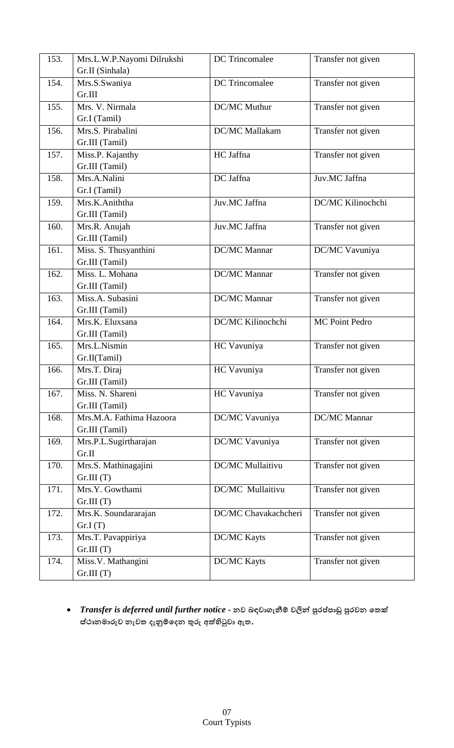| | | | |
|---|---|---|---|
| 153. | Mrs.L.W.P.Nayomi Dilrukshi<br>Gr.II (Sinhala) | DC Trincomalee | Transfer not given |
| 154. | Mrs.S.Swaniya<br>Gr.III | DC Trincomalee | Transfer not given |
| 155. | Mrs. V. Nirmala<br>Gr.I (Tamil) | DC/MC Muthur | Transfer not given |
| 156. | Mrs.S. Pirabalini<br>Gr.III (Tamil) | DC/MC Mallakam | Transfer not given |
| 157. | Miss.P. Kajanthy<br>Gr.III (Tamil) | HC Jaffna | Transfer not given |
| 158. | Mrs.A.Nalini<br>Gr.I (Tamil) | DC Jaffna | Juv.MC Jaffna |
| 159. | Mrs.K.Aniththa<br>Gr.III (Tamil) | Juv.MC Jaffna | DC/MC Kilinochchi |
| 160. | Mrs.R. Anujah<br>Gr.III (Tamil) | Juv.MC Jaffna | Transfer not given |
| 161. | Miss. S. Thusyanthini<br>Gr.III (Tamil) | DC/MC Mannar | DC/MC Vavuniya |
| 162. | Miss. L. Mohana<br>Gr.III (Tamil) | DC/MC Mannar | Transfer not given |
| 163. | Miss.A. Subasini<br>Gr.III (Tamil) | DC/MC Mannar | Transfer not given |
| 164. | Mrs.K. Eluxsana<br>Gr.III (Tamil) | DC/MC Kilinochchi | MC Point Pedro |
| 165. | Mrs.L.Nismin<br>Gr.II(Tamil) | HC Vavuniya | Transfer not given |
| 166. | Mrs.T. Diraj<br>Gr.III (Tamil) | HC Vavuniya | Transfer not given |
| 167. | Miss. N. Shareni<br>Gr.III (Tamil) | HC Vavuniya | Transfer not given |
| 168. | Mrs.M.A. Fathima Hazoora<br>Gr.III (Tamil) | DC/MC Vavuniya | DC/MC Mannar |
| 169. | Mrs.P.L.Sugirtharajan<br>Gr.II | DC/MC Vavuniya | Transfer not given |
| 170. | Mrs.S. Mathinagajini<br>Gr.III (T) | DC/MC Mullaitivu | Transfer not given |
| 171. | Mrs.Y. Gowthami<br>Gr.III (T) | DC/MC Mullaitivu | Transfer not given |
| 172. | Mrs.K. Soundararajan<br>Gr.I (T) | DC/MC Chavakachcheri | Transfer not given |
| 173. | Mrs.T. Pavappiriya<br>Gr.III (T) | DC/MC Kayts | Transfer not given |
| 174. | Miss.V. Mathangini<br>Gr.III (T) | DC/MC Kayts | Transfer not given |

- ***Transfer is deferred until further notice*** **- නව බඳවාගැනීම් වලින් පුරප්පාඩු පුරවන තෙක් ස්ථානමාරුව නැවත දැනුම්දෙන තුරු අත්හිටුවා ඇත.**

Court Typists